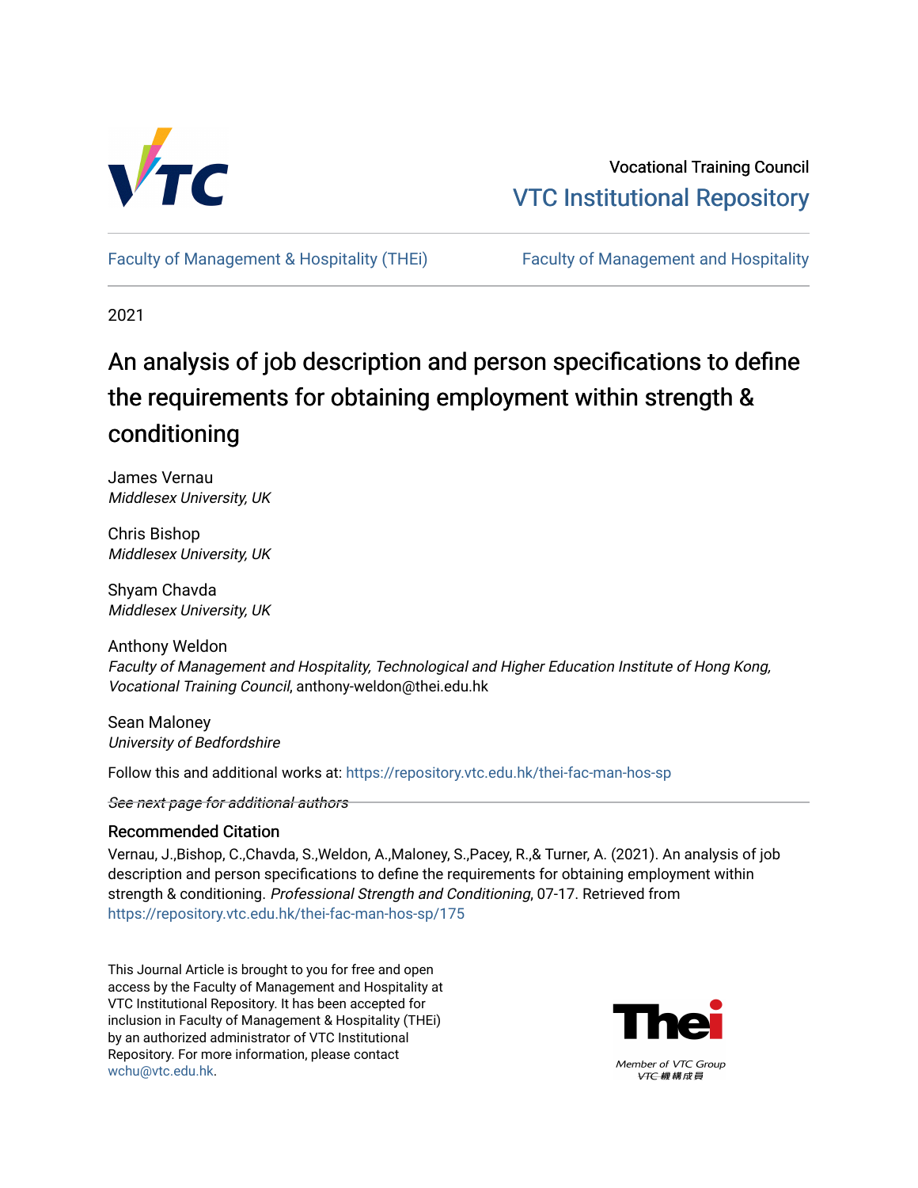Vocational Training Council

VTC Institutional Repository

Faculty of Management & Hospitality (THEi) | Faculty of Management and Hospitality

2021

# An analysis of job description and person specifications to define the requirements for obtaining employment within strength & conditioning

James Vernau
*Middlesex University, UK*

Chris Bishop
*Middlesex University, UK*

Shyam Chavda
*Middlesex University, UK*

Anthony Weldon
*Faculty of Management and Hospitality, Technological and Higher Education Institute of Hong Kong, Vocational Training Council*, anthony-weldon@thei.edu.hk

Sean Maloney
*University of Bedfordshire*

Follow this and additional works at: https://repository.vtc.edu.hk/thei-fac-man-hos-sp

*See next page for additional authors*

## Recommended Citation

Vernau, J.,Bishop, C.,Chavda, S.,Weldon, A.,Maloney, S.,Pacey, R.,& Turner, A. (2021). An analysis of job description and person specifications to define the requirements for obtaining employment within strength & conditioning. *Professional Strength and Conditioning*, 07-17. Retrieved from https://repository.vtc.edu.hk/thei-fac-man-hos-sp/175

This Journal Article is brought to you for free and open access by the Faculty of Management and Hospitality at VTC Institutional Repository. It has been accepted for inclusion in Faculty of Management & Hospitality (THEi) by an authorized administrator of VTC Institutional Repository. For more information, please contact wchu@vtc.edu.hk.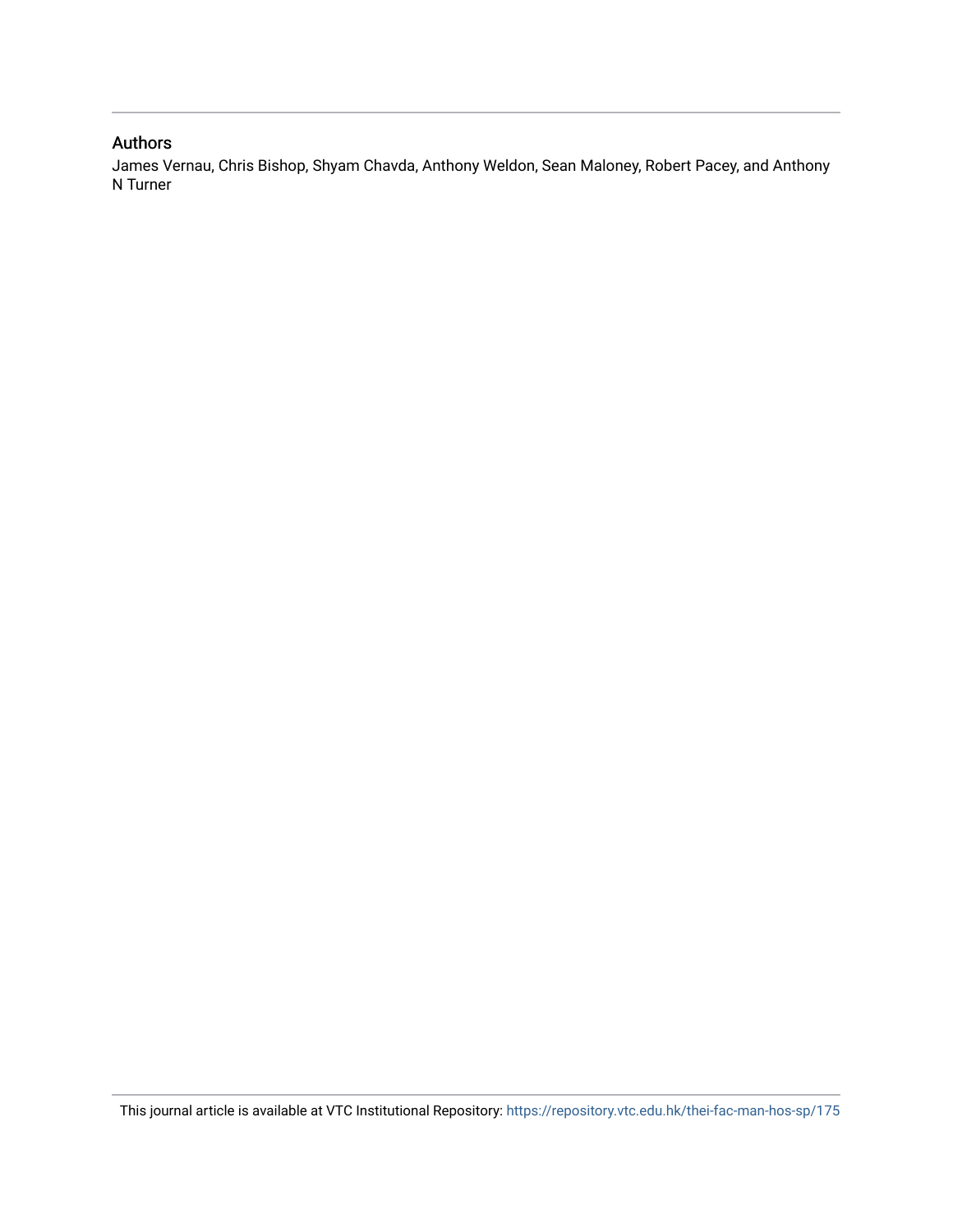## Authors

James Vernau, Chris Bishop, Shyam Chavda, Anthony Weldon, Sean Maloney, Robert Pacey, and Anthony N Turner

This journal article is available at VTC Institutional Repository: https://repository.vtc.edu.hk/thei-fac-man-hos-sp/175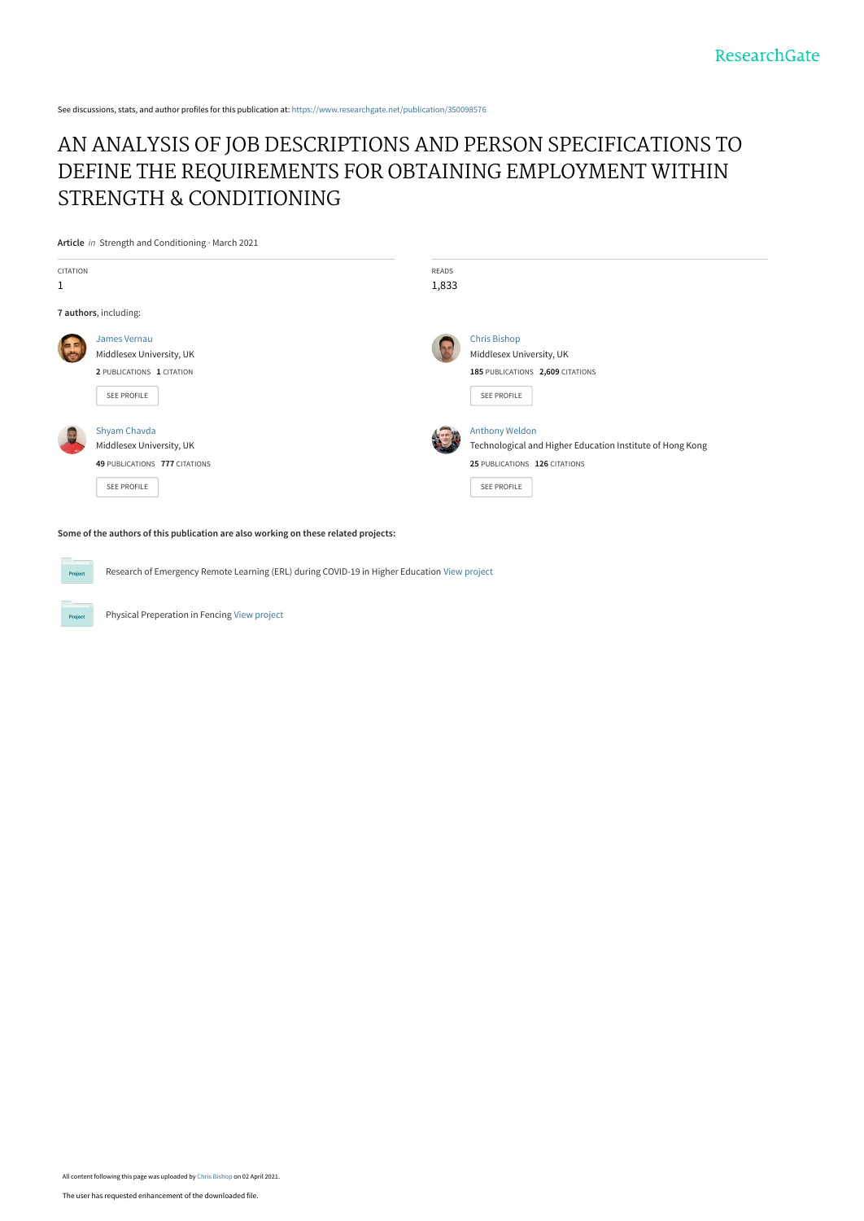See discussions, stats, and author profiles for this publication at: https://www.researchgate.net/publication/350098576

# AN ANALYSIS OF JOB DESCRIPTIONS AND PERSON SPECIFICATIONS TO DEFINE THE REQUIREMENTS FOR OBTAINING EMPLOYMENT WITHIN STRENGTH & CONDITIONING

**Article** *in* Strength and Conditioning · March 2021

CITATION
1

READS
1,833

**7 authors**, including:

James Vernau
Middlesex University, UK
**2** PUBLICATIONS **1** CITATION
SEE PROFILE

Chris Bishop
Middlesex University, UK
**185** PUBLICATIONS **2,609** CITATIONS
SEE PROFILE

Shyam Chavda
Middlesex University, UK
**49** PUBLICATIONS **777** CITATIONS
SEE PROFILE

Anthony Weldon
Technological and Higher Education Institute of Hong Kong
**25** PUBLICATIONS **126** CITATIONS
SEE PROFILE

**Some of the authors of this publication are also working on these related projects:**

Research of Emergency Remote Learning (ERL) during COVID-19 in Higher Education View project

Physical Preperation in Fencing View project

All content following this page was uploaded by Chris Bishop on 02 April 2021.

The user has requested enhancement of the downloaded file.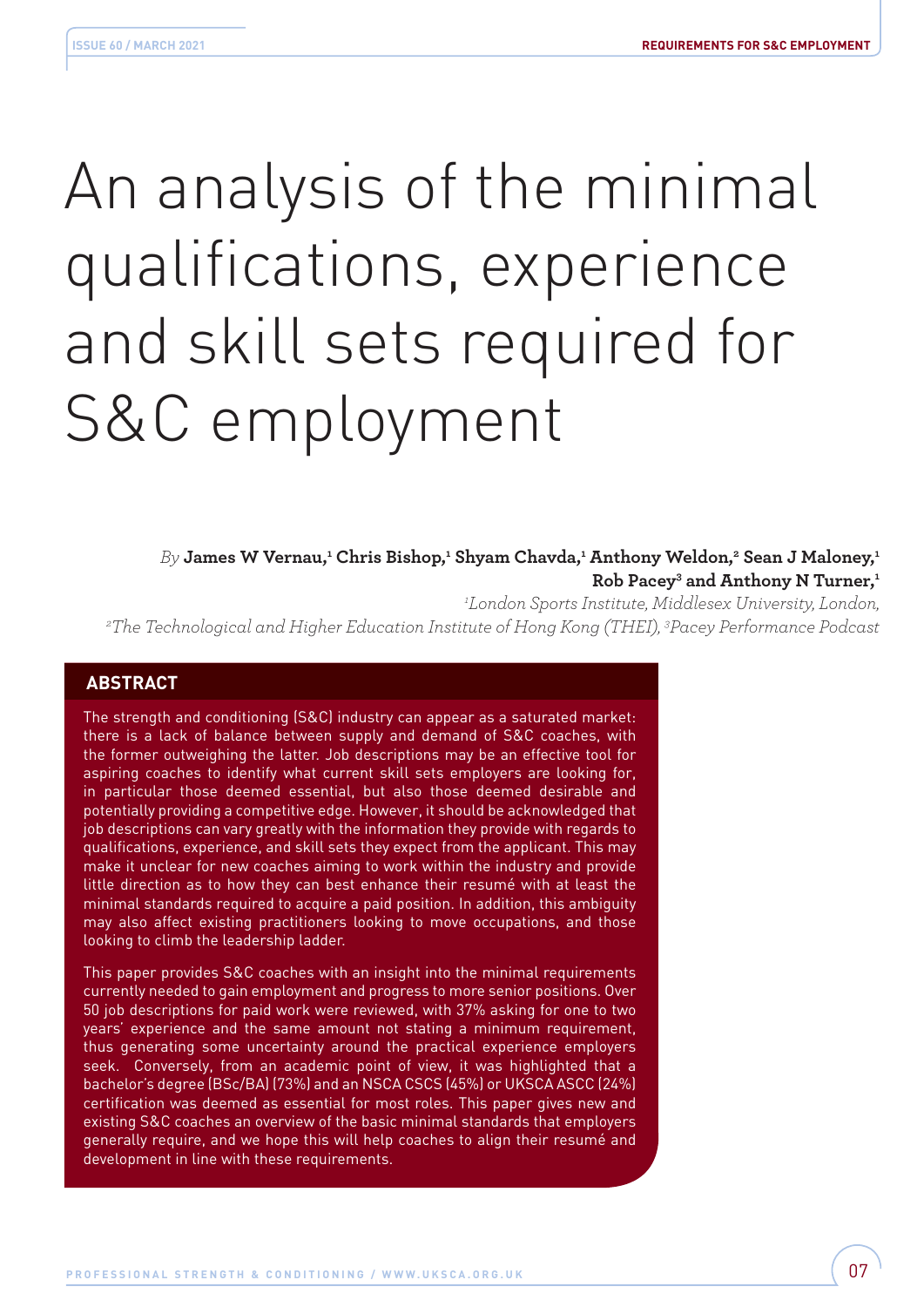# An analysis of the minimal qualifications, experience and skill sets required for S&C employment

*By* **James W Vernau,[1] Chris Bishop,[1] Shyam Chavda,[1] Anthony Weldon,[2] Sean J Maloney,[1] Rob Pacey[3] and Anthony N Turner,[1]**

*[1]London Sports Institute, Middlesex University, London, [2]The Technological and Higher Education Institute of Hong Kong (THEI), [3]Pacey Performance Podcast*

## ABSTRACT

The strength and conditioning (S&C) industry can appear as a saturated market: there is a lack of balance between supply and demand of S&C coaches, with the former outweighing the latter. Job descriptions may be an effective tool for aspiring coaches to identify what current skill sets employers are looking for, in particular those deemed essential, but also those deemed desirable and potentially providing a competitive edge. However, it should be acknowledged that job descriptions can vary greatly with the information they provide with regards to qualifications, experience, and skill sets they expect from the applicant. This may make it unclear for new coaches aiming to work within the industry and provide little direction as to how they can best enhance their resumé with at least the minimal standards required to acquire a paid position. In addition, this ambiguity may also affect existing practitioners looking to move occupations, and those looking to climb the leadership ladder.

This paper provides S&C coaches with an insight into the minimal requirements currently needed to gain employment and progress to more senior positions. Over 50 job descriptions for paid work were reviewed, with 37% asking for one to two years' experience and the same amount not stating a minimum requirement, thus generating some uncertainty around the practical experience employers seek. Conversely, from an academic point of view, it was highlighted that a bachelor's degree (BSc/BA) (73%) and an NSCA CSCS (45%) or UKSCA ASCC (24%) certification was deemed as essential for most roles. This paper gives new and existing S&C coaches an overview of the basic minimal standards that employers generally require, and we hope this will help coaches to align their resumé and development in line with these requirements.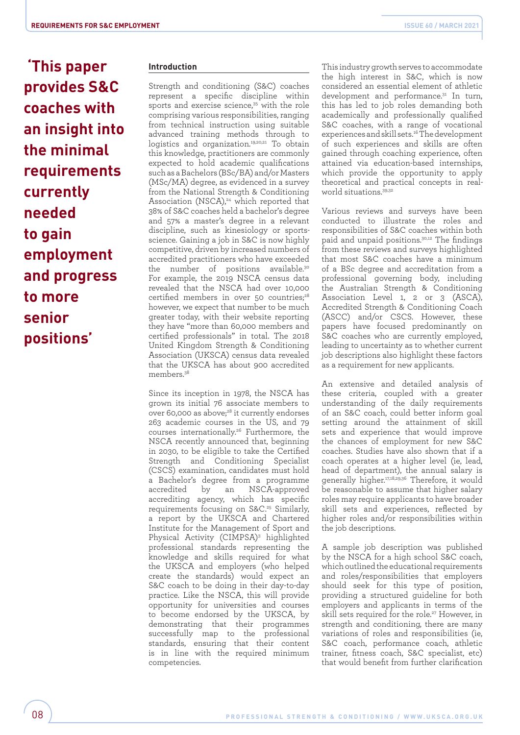**'This paper provides S&C coaches with an insight into the minimal requirements currently needed to gain employment and progress to more senior positions'**

## Introduction

Strength and conditioning (S&C) coaches represent a specific discipline within sports and exercise science,[35] with the role comprising various responsibilities, ranging from technical instruction using suitable advanced training methods through to logistics and organization.[19,20,21] To obtain this knowledge, practitioners are commonly expected to hold academic qualifications such as a Bachelors (BSc/BA) and/or Masters (MSc/MA) degree, as evidenced in a survey from the National Strength & Conditioning Association (NSCA),[24] which reported that 38% of S&C coaches held a bachelor's degree and 57% a master's degree in a relevant discipline, such as kinesiology or sports-science. Gaining a job in S&C is now highly competitive, driven by increased numbers of accredited practitioners who have exceeded the number of positions available.[30] For example, the 2019 NSCA census data revealed that the NSCA had over 10,000 certified members in over 50 countries;[28] however, we expect that number to be much greater today, with their website reporting they have "more than 60,000 members and certified professionals" in total. The 2018 United Kingdom Strength & Conditioning Association (UKSCA) census data revealed that the UKSCA has about 900 accredited members.[38]

Since its inception in 1978, the NSCA has grown its initial 76 associate members to over 60,000 as above;[28] it currently endorses 263 academic courses in the US, and 79 courses internationally.[26] Furthermore, the NSCA recently announced that, beginning in 2030, to be eligible to take the Certified Strength and Conditioning Specialist (CSCS) examination, candidates must hold a Bachelor's degree from a programme accredited by an NSCA-approved accrediting agency, which has specific requirements focusing on S&C.[25] Similarly, a report by the UKSCA and Chartered Institute for the Management of Sport and Physical Activity (CIMPSA)[3] highlighted professional standards representing the knowledge and skills required for what the UKSCA and employers (who helped create the standards) would expect an S&C coach to be doing in their day-to-day practice. Like the NSCA, this will provide opportunity for universities and courses to become endorsed by the UKSCA, by demonstrating that their programmes successfully map to the professional standards, ensuring that their content is in line with the required minimum competencies.

This industry growth serves to accommodate the high interest in S&C, which is now considered an essential element of athletic development and performance.[31] In turn, this has led to job roles demanding both academically and professionally qualified S&C coaches, with a range of vocational experiences and skill sets.[16] The development of such experiences and skills are often gained through coaching experience, often attained via education-based internships, which provide the opportunity to apply theoretical and practical concepts in real-world situations.[39,32]

Various reviews and surveys have been conducted to illustrate the roles and responsibilities of S&C coaches within both paid and unpaid positions.[30,12] The findings from these reviews and surveys highlighted that most S&C coaches have a minimum of a BSc degree and accreditation from a professional governing body, including the Australian Strength & Conditioning Association Level 1, 2 or 3 (ASCA), Accredited Strength & Conditioning Coach (ASCC) and/or CSCS. However, these papers have focused predominantly on S&C coaches who are currently employed, leading to uncertainty as to whether current job descriptions also highlight these factors as a requirement for new applicants.

An extensive and detailed analysis of these criteria, coupled with a greater understanding of the daily requirements of an S&C coach, could better inform goal setting around the attainment of skill sets and experience that would improve the chances of employment for new S&C coaches. Studies have also shown that if a coach operates at a higher level (ie, lead, head of department), the annual salary is generally higher.[17,18,29,36] Therefore, it would be reasonable to assume that higher salary roles may require applicants to have broader skill sets and experiences, reflected by higher roles and/or responsibilities within the job descriptions.

A sample job description was published by the NSCA for a high school S&C coach, which outlined the educational requirements and roles/responsibilities that employers should seek for this type of position, providing a structured guideline for both employers and applicants in terms of the skill sets required for the role.[27] However, in strength and conditioning, there are many variations of roles and responsibilities (ie, S&C coach, performance coach, athletic trainer, fitness coach, S&C specialist, etc) that would benefit from further clarification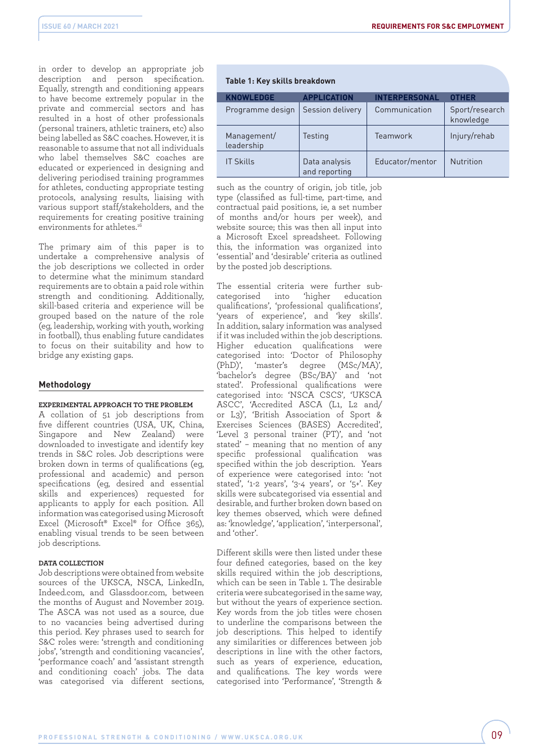in order to develop an appropriate job description and person specification. Equally, strength and conditioning appears to have become extremely popular in the private and commercial sectors and has resulted in a host of other professionals (personal trainers, athletic trainers, etc) also being labelled as S&C coaches. However, it is reasonable to assume that not all individuals who label themselves S&C coaches are educated or experienced in designing and delivering periodised training programmes for athletes, conducting appropriate testing protocols, analysing results, liaising with various support staff/stakeholders, and the requirements for creating positive training environments for athletes.[16]

The primary aim of this paper is to undertake a comprehensive analysis of the job descriptions we collected in order to determine what the minimum standard requirements are to obtain a paid role within strength and conditioning. Additionally, skill-based criteria and experience will be grouped based on the nature of the role (eg, leadership, working with youth, working in football), thus enabling future candidates to focus on their suitability and how to bridge any existing gaps.

## Methodology

### EXPERIMENTAL APPROACH TO THE PROBLEM

A collation of 51 job descriptions from five different countries (USA, UK, China, Singapore and New Zealand) were downloaded to investigate and identify key trends in S&C roles. Job descriptions were broken down in terms of qualifications (eg, professional and academic) and person specifications (eg, desired and essential skills and experiences) requested for applicants to apply for each position. All information was categorised using Microsoft Excel (Microsoft® Excel® for Office 365), enabling visual trends to be seen between job descriptions.

### DATA COLLECTION

Job descriptions were obtained from website sources of the UKSCA, NSCA, LinkedIn, Indeed.com, and Glassdoor.com, between the months of August and November 2019. The ASCA was not used as a source, due to no vacancies being advertised during this period. Key phrases used to search for S&C roles were: 'strength and conditioning jobs', 'strength and conditioning vacancies', 'performance coach' and 'assistant strength and conditioning coach' jobs. The data was categorised via different sections, such as the country of origin, job title, job type (classified as full-time, part-time, and contractual paid positions, ie, a set number of months and/or hours per week), and website source; this was then all input into a Microsoft Excel spreadsheet. Following this, the information was organized into 'essential' and 'desirable' criteria as outlined by the posted job descriptions.

**Table 1: Key skills breakdown**

| KNOWLEDGE | APPLICATION | INTERPERSONAL | OTHER |
|---|---|---|---|
| Programme design | Session delivery | Communication | Sport/research knowledge |
| Management/ leadership | Testing | Teamwork | Injury/rehab |
| IT Skills | Data analysis and reporting | Educator/mentor | Nutrition |

The essential criteria were further sub-categorised into 'higher education qualifications', 'professional qualifications', 'years of experience', and 'key skills'. In addition, salary information was analysed if it was included within the job descriptions. Higher education qualifications were categorised into: 'Doctor of Philosophy (PhD)', 'master's degree (MSc/MA)', 'bachelor's degree (BSc/BA)' and 'not stated'. Professional qualifications were categorised into: 'NSCA CSCS', 'UKSCA ASCC', 'Accredited ASCA (L1, L2 and/ or L3)', 'British Association of Sport & Exercises Sciences (BASES) Accredited', 'Level 3 personal trainer (PT)', and 'not stated' – meaning that no mention of any specific professional qualification was specified within the job description. Years of experience were categorised into: 'not stated', '1-2 years', '3-4 years', or '5+'. Key skills were subcategorised via essential and desirable, and further broken down based on key themes observed, which were defined as: 'knowledge', 'application', 'interpersonal', and 'other'.

Different skills were then listed under these four defined categories, based on the key skills required within the job descriptions, which can be seen in Table 1. The desirable criteria were subcategorised in the same way, but without the years of experience section. Key words from the job titles were chosen to underline the comparisons between the job descriptions. This helped to identify any similarities or differences between job descriptions in line with the other factors, such as years of experience, education, and qualifications. The key words were categorised into 'Performance', 'Strength &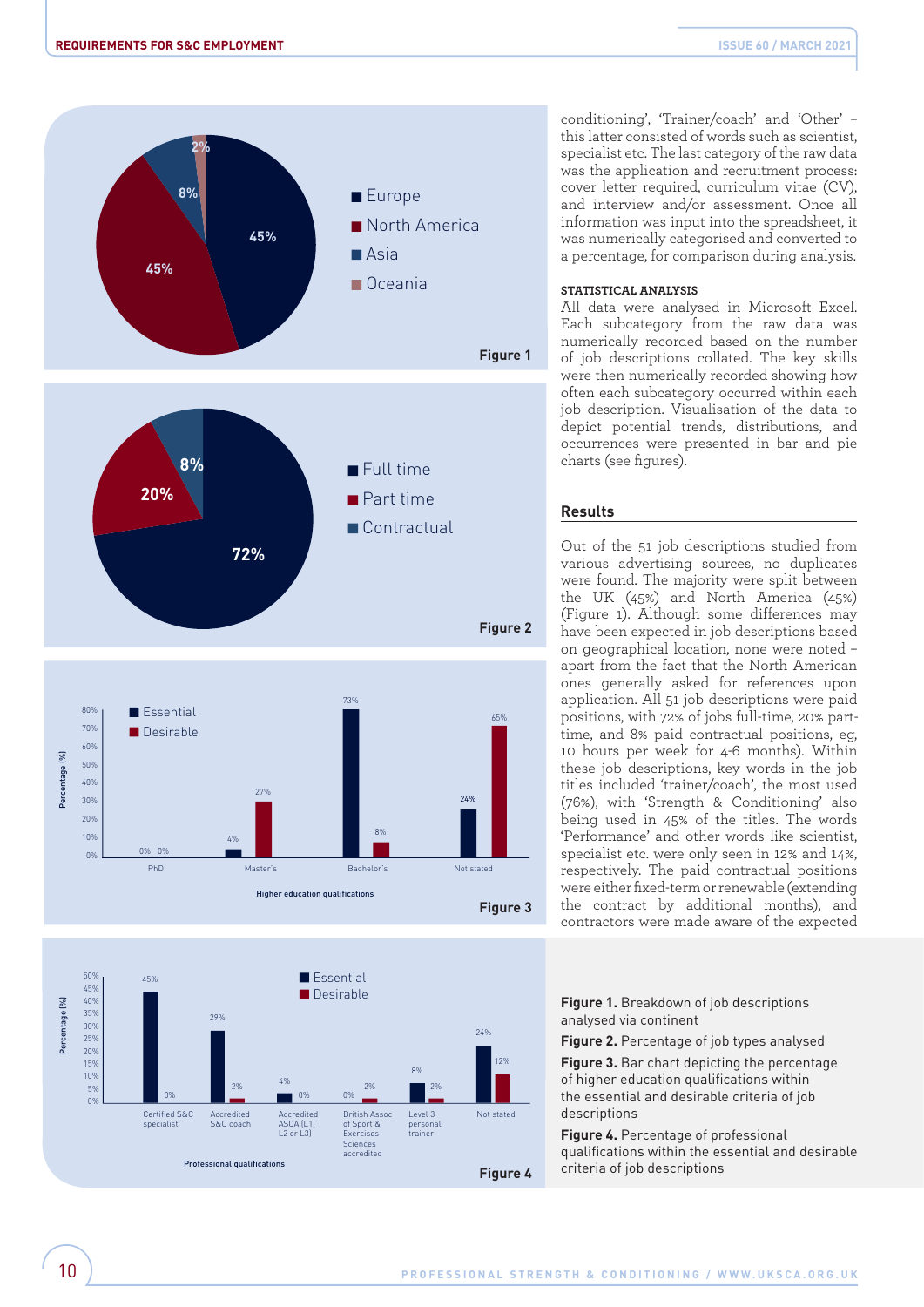conditioning', 'Trainer/coach' and 'Other' – this latter consisted of words such as scientist, specialist etc. The last category of the raw data was the application and recruitment process: cover letter required, curriculum vitae (CV), and interview and/or assessment. Once all information was input into the spreadsheet, it was numerically categorised and converted to a percentage, for comparison during analysis.

**STATISTICAL ANALYSIS**

All data were analysed in Microsoft Excel. Each subcategory from the raw data was numerically recorded based on the number of job descriptions collated. The key skills were then numerically recorded showing how often each subcategory occurred within each job description. Visualisation of the data to depict potential trends, distributions, and occurrences were presented in bar and pie charts (see figures).

## Results

Out of the 51 job descriptions studied from various advertising sources, no duplicates were found. The majority were split between the UK (45%) and North America (45%) (Figure 1). Although some differences may have been expected in job descriptions based on geographical location, none were noted – apart from the fact that the North American ones generally asked for references upon application. All 51 job descriptions were paid positions, with 72% of jobs full-time, 20% part-time, and 8% paid contractual positions, eg, 10 hours per week for 4-6 months). Within these job descriptions, key words in the job titles included 'trainer/coach', the most used (76%), with 'Strength & Conditioning' also being used in 45% of the titles. The words 'Performance' and other words like scientist, specialist etc. were only seen in 12% and 14%, respectively. The paid contractual positions were either fixed-term or renewable (extending the contract by additional months), and contractors were made aware of the expected

**Figure 1.** Breakdown of job descriptions analysed via continent

**Figure 2.** Percentage of job types analysed

**Figure 3.** Bar chart depicting the percentage of higher education qualifications within the essential and desirable criteria of job descriptions

**Figure 4.** Percentage of professional qualifications within the essential and desirable criteria of job descriptions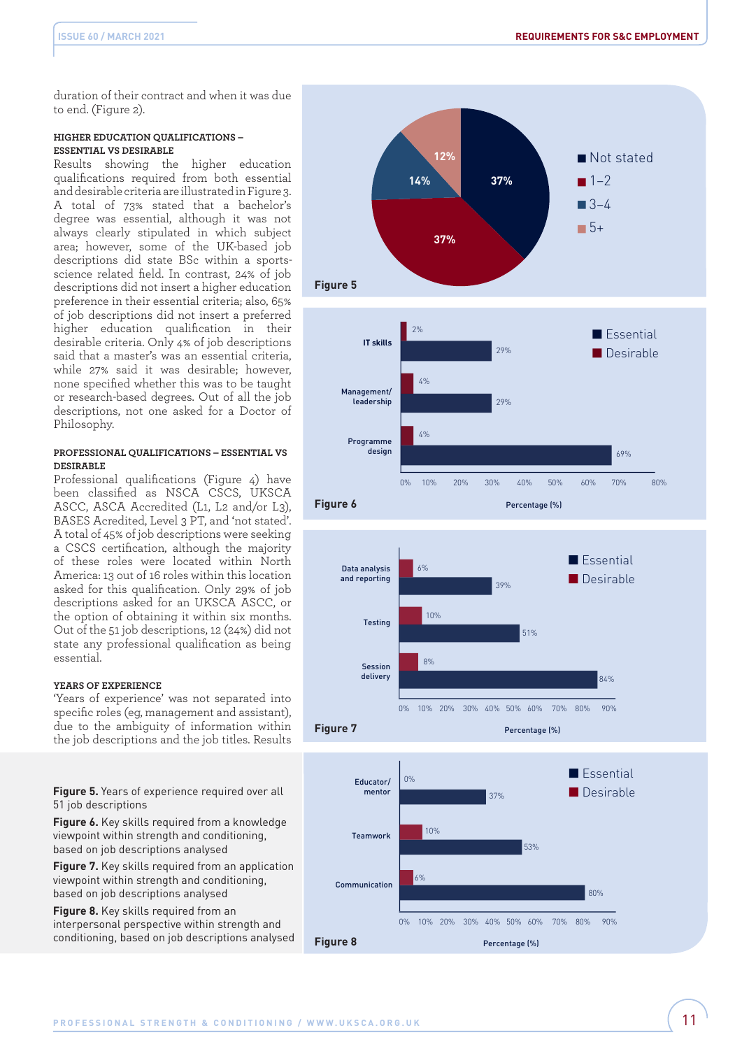duration of their contract and when it was due to end. (Figure 2).

### HIGHER EDUCATION QUALIFICATIONS – ESSENTIAL VS DESIRABLE

Results showing the higher education qualifications required from both essential and desirable criteria are illustrated in Figure 3. A total of 73% stated that a bachelor's degree was essential, although this was not always clearly stipulated in which subject area; however, some of the UK-based job descriptions did state BSc within a sports-science related field. In contrast, 24% of job descriptions did not insert a higher education preference in their essential criteria; also, 65% of job descriptions did not insert a preferred higher education qualification in their desirable criteria. Only 4% of job descriptions said that a master's was an essential criteria, while 27% said it was desirable; however, none specified whether this was to be taught or research-based degrees. Out of all the job descriptions, not one asked for a Doctor of Philosophy.

### PROFESSIONAL QUALIFICATIONS – ESSENTIAL VS DESIRABLE

Professional qualifications (Figure 4) have been classified as NSCA CSCS, UKSCA ASCC, ASCA Accredited (L1, L2 and/or L3), BASES Acredited, Level 3 PT, and 'not stated'. A total of 45% of job descriptions were seeking a CSCS certification, although the majority of these roles were located within North America: 13 out of 16 roles within this location asked for this qualification. Only 29% of job descriptions asked for an UKSCA ASCC, or the option of obtaining it within six months. Out of the 51 job descriptions, 12 (24%) did not state any professional qualification as being essential.

### YEARS OF EXPERIENCE

'Years of experience' was not separated into specific roles (eg, management and assistant), due to the ambiguity of information within the job descriptions and the job titles. Results

**Figure 5.** Years of experience required over all 51 job descriptions

**Figure 6.** Key skills required from a knowledge viewpoint within strength and conditioning, based on job descriptions analysed

**Figure 7.** Key skills required from an application viewpoint within strength and conditioning, based on job descriptions analysed

**Figure 8.** Key skills required from an interpersonal perspective within strength and conditioning, based on job descriptions analysed

**Figure 5**

| Years of experience | Percentage |
|---|---|
| Not stated | 37% |
| 1–2 | 37% |
| 3–4 | 14% |
| 5+ | 12% |

**Figure 6**

| Skill | Essential | Desirable |
|---|---|---|
| IT skills | 29% | 2% |
| Management/leadership | 29% | 4% |
| Programme design | 69% | 4% |

**Figure 7**

| Skill | Essential | Desirable |
|---|---|---|
| Data analysis and reporting | 39% | 6% |
| Testing | 51% | 10% |
| Session delivery | 84% | 8% |

**Figure 8**

| Skill | Essential | Desirable |
|---|---|---|
| Educator/mentor | 37% | 0% |
| Teamwork | 53% | 10% |
| Communication | 80% | 6% |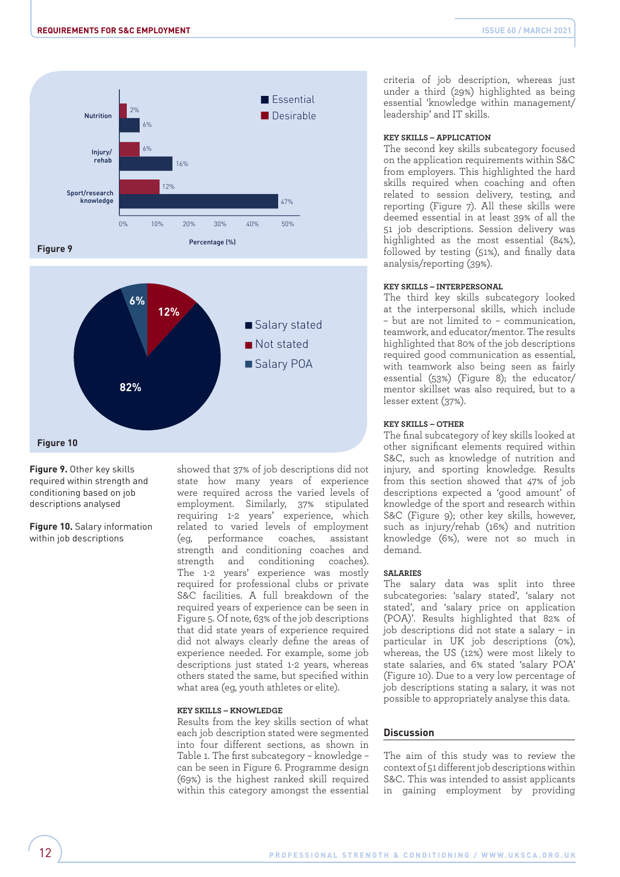Figure 9

Figure 10

**Figure 9.** Other key skills required within strength and conditioning based on job descriptions analysed

**Figure 10.** Salary information within job descriptions

showed that 37% of job descriptions did not state how many years of experience were required across the varied levels of employment. Similarly, 37% stipulated requiring 1-2 years' experience, which related to varied levels of employment (eg, performance coaches, assistant strength and conditioning coaches and strength and conditioning coaches). The 1-2 years' experience was mostly required for professional clubs or private S&C facilities. A full breakdown of the required years of experience can be seen in Figure 5. Of note, 63% of the job descriptions that did state years of experience required did not always clearly define the areas of experience needed. For example, some job descriptions just stated 1-2 years, whereas others stated the same, but specified within what area (eg, youth athletes or elite).

### KEY SKILLS – KNOWLEDGE

Results from the key skills section of what each job description stated were segmented into four different sections, as shown in Table 1. The first subcategory – knowledge – can be seen in Figure 6. Programme design (69%) is the highest ranked skill required within this category amongst the essential criteria of job description, whereas just under a third (29%) highlighted as being essential 'knowledge within management/leadership' and IT skills.

### KEY SKILLS – APPLICATION

The second key skills subcategory focused on the application requirements within S&C from employers. This highlighted the hard skills required when coaching and often related to session delivery, testing, and reporting (Figure 7). All these skills were deemed essential in at least 39% of all the 51 job descriptions. Session delivery was highlighted as the most essential (84%), followed by testing (51%), and finally data analysis/reporting (39%).

### KEY SKILLS – INTERPERSONAL

The third key skills subcategory looked at the interpersonal skills, which include – but are not limited to – communication, teamwork, and educator/mentor. The results highlighted that 80% of the job descriptions required good communication as essential, with teamwork also being seen as fairly essential (53%) (Figure 8); the educator/mentor skillset was also required, but to a lesser extent (37%).

### KEY SKILLS – OTHER

The final subcategory of key skills looked at other significant elements required within S&C, such as knowledge of nutrition and injury, and sporting knowledge. Results from this section showed that 47% of job descriptions expected a 'good amount' of knowledge of the sport and research within S&C (Figure 9); other key skills, however, such as injury/rehab (16%) and nutrition knowledge (6%), were not so much in demand.

### SALARIES

The salary data was split into three subcategories: 'salary stated', 'salary not stated', and 'salary price on application (POA)'. Results highlighted that 82% of job descriptions did not state a salary – in particular in UK job descriptions (0%), whereas, the US (12%) were most likely to state salaries, and 6% stated 'salary POA' (Figure 10). Due to a very low percentage of job descriptions stating a salary, it was not possible to appropriately analyse this data.

## Discussion

The aim of this study was to review the context of 51 different job descriptions within S&C. This was intended to assist applicants in gaining employment by providing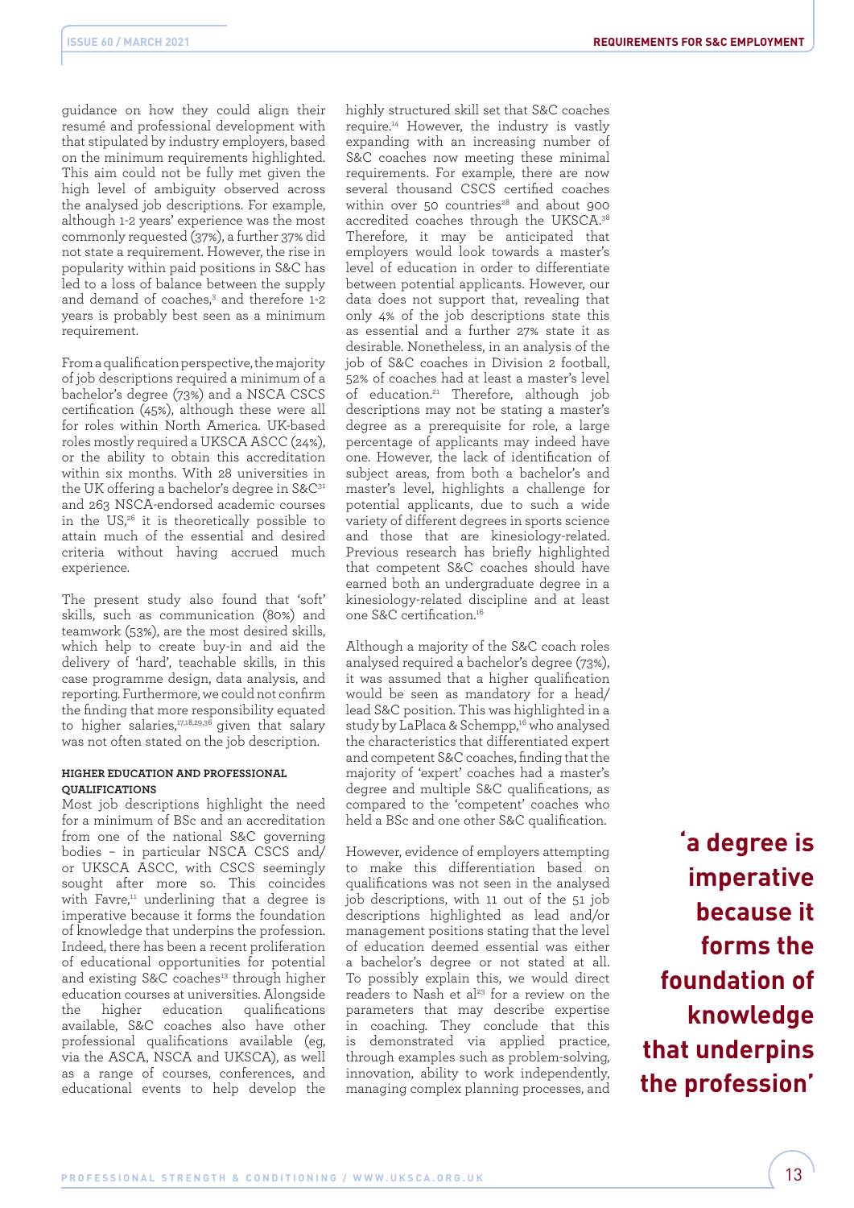guidance on how they could align their resumé and professional development with that stipulated by industry employers, based on the minimum requirements highlighted. This aim could not be fully met given the high level of ambiguity observed across the analysed job descriptions. For example, although 1-2 years' experience was the most commonly requested (37%), a further 37% did not state a requirement. However, the rise in popularity within paid positions in S&C has led to a loss of balance between the supply and demand of coaches,[3] and therefore 1-2 years is probably best seen as a minimum requirement.

From a qualification perspective, the majority of job descriptions required a minimum of a bachelor's degree (73%) and a NSCA CSCS certification (45%), although these were all for roles within North America. UK-based roles mostly required a UKSCA ASCC (24%), or the ability to obtain this accreditation within six months. With 28 universities in the UK offering a bachelor's degree in S&C[31] and 263 NSCA-endorsed academic courses in the US,[26] it is theoretically possible to attain much of the essential and desired criteria without having accrued much experience.

The present study also found that 'soft' skills, such as communication (80%) and teamwork (53%), are the most desired skills, which help to create buy-in and aid the delivery of 'hard', teachable skills, in this case programme design, data analysis, and reporting. Furthermore, we could not confirm the finding that more responsibility equated to higher salaries,[17,18,29,36] given that salary was not often stated on the job description.

### HIGHER EDUCATION AND PROFESSIONAL QUALIFICATIONS

Most job descriptions highlight the need for a minimum of BSc and an accreditation from one of the national S&C governing bodies – in particular NSCA CSCS and/or UKSCA ASCC, with CSCS seemingly sought after more so. This coincides with Favre,[11] underlining that a degree is imperative because it forms the foundation of knowledge that underpins the profession. Indeed, there has been a recent proliferation of educational opportunities for potential and existing S&C coaches[13] through higher education courses at universities. Alongside the higher education qualifications available, S&C coaches also have other professional qualifications available (eg, via the ASCA, NSCA and UKSCA), as well as a range of courses, conferences, and educational events to help develop the highly structured skill set that S&C coaches require.[14] However, the industry is vastly expanding with an increasing number of S&C coaches now meeting these minimal requirements. For example, there are now several thousand CSCS certified coaches within over 50 countries[28] and about 900 accredited coaches through the UKSCA.[38] Therefore, it may be anticipated that employers would look towards a master's level of education in order to differentiate between potential applicants. However, our data does not support that, revealing that only 4% of the job descriptions state this as essential and a further 27% state it as desirable. Nonetheless, in an analysis of the job of S&C coaches in Division 2 football, 52% of coaches had at least a master's level of education.[21] Therefore, although job descriptions may not be stating a master's degree as a prerequisite for role, a large percentage of applicants may indeed have one. However, the lack of identification of subject areas, from both a bachelor's and master's level, highlights a challenge for potential applicants, due to such a wide variety of different degrees in sports science and those that are kinesiology-related. Previous research has briefly highlighted that competent S&C coaches should have earned both an undergraduate degree in a kinesiology-related discipline and at least one S&C certification.[16]

Although a majority of the S&C coach roles analysed required a bachelor's degree (73%), it was assumed that a higher qualification would be seen as mandatory for a head/lead S&C position. This was highlighted in a study by LaPlaca & Schempp,[16] who analysed the characteristics that differentiated expert and competent S&C coaches, finding that the majority of 'expert' coaches had a master's degree and multiple S&C qualifications, as compared to the 'competent' coaches who held a BSc and one other S&C qualification.

However, evidence of employers attempting to make this differentiation based on qualifications was not seen in the analysed job descriptions, with 11 out of the 51 job descriptions highlighted as lead and/or management positions stating that the level of education deemed essential was either a bachelor's degree or not stated at all. To possibly explain this, we would direct readers to Nash et al[23] for a review on the parameters that may describe expertise in coaching. They conclude that this is demonstrated via applied practice, through examples such as problem-solving, innovation, ability to work independently, managing complex planning processes, and

**'a degree is imperative because it forms the foundation of knowledge that underpins the profession'**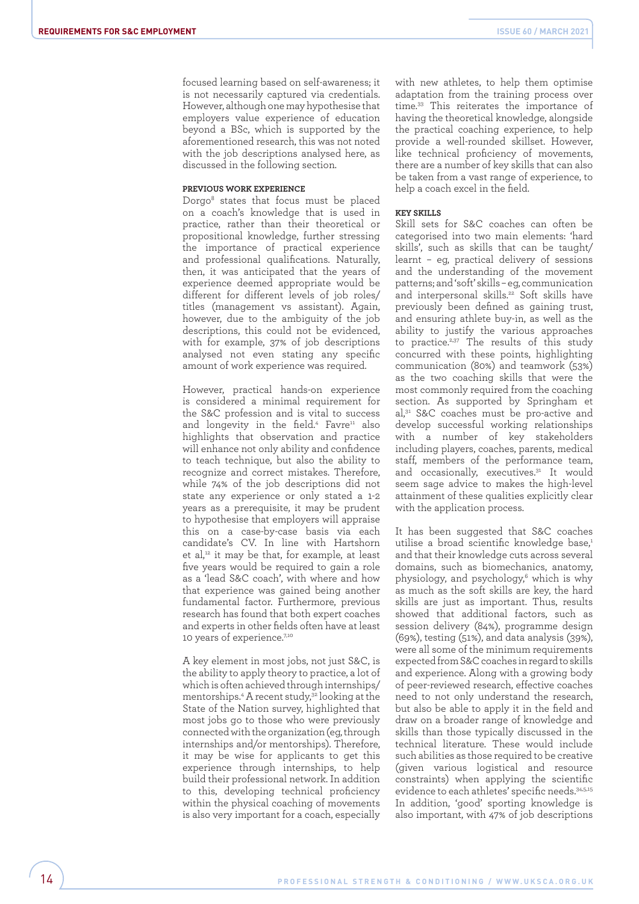focused learning based on self-awareness; it is not necessarily captured via credentials. However, although one may hypothesise that employers value experience of education beyond a BSc, which is supported by the aforementioned research, this was not noted with the job descriptions analysed here, as discussed in the following section.

### PREVIOUS WORK EXPERIENCE

Dorgo[8] states that focus must be placed on a coach's knowledge that is used in practice, rather than their theoretical or propositional knowledge, further stressing the importance of practical experience and professional qualifications. Naturally, then, it was anticipated that the years of experience deemed appropriate would be different for different levels of job roles/titles (management vs assistant). Again, however, due to the ambiguity of the job descriptions, this could not be evidenced, with for example, 37% of job descriptions analysed not even stating any specific amount of work experience was required.

However, practical hands-on experience is considered a minimal requirement for the S&C profession and is vital to success and longevity in the field.[4] Favre[11] also highlights that observation and practice will enhance not only ability and confidence to teach technique, but also the ability to recognize and correct mistakes. Therefore, while 74% of the job descriptions did not state any experience or only stated a 1-2 years as a prerequisite, it may be prudent to hypothesise that employers will appraise this on a case-by-case basis via each candidate's CV. In line with Hartshorn et al,[12] it may be that, for example, at least five years would be required to gain a role as a 'lead S&C coach', with where and how that experience was gained being another fundamental factor. Furthermore, previous research has found that both expert coaches and experts in other fields often have at least 10 years of experience.[7,10]

A key element in most jobs, not just S&C, is the ability to apply theory to practice, a lot of which is often achieved through internships/mentorships.[4] A recent study,[32] looking at the State of the Nation survey, highlighted that most jobs go to those who were previously connected with the organization (eg, through internships and/or mentorships). Therefore, it may be wise for applicants to get this experience through internships, to help build their professional network. In addition to this, developing technical proficiency within the physical coaching of movements is also very important for a coach, especially with new athletes, to help them optimise adaptation from the training process over time.[33] This reiterates the importance of having the theoretical knowledge, alongside the practical coaching experience, to help provide a well-rounded skillset. However, like technical proficiency of movements, there are a number of key skills that can also be taken from a vast range of experience, to help a coach excel in the field.

### KEY SKILLS

Skill sets for S&C coaches can often be categorised into two main elements: 'hard skills', such as skills that can be taught/learnt – eg, practical delivery of sessions and the understanding of the movement patterns; and 'soft' skills – eg, communication and interpersonal skills.[22] Soft skills have previously been defined as gaining trust, and ensuring athlete buy-in, as well as the ability to justify the various approaches to practice.[2,37] The results of this study concurred with these points, highlighting communication (80%) and teamwork (53%) as the two coaching skills that were the most commonly required from the coaching section. As supported by Springham et al,[31] S&C coaches must be pro-active and develop successful working relationships with a number of key stakeholders including players, coaches, parents, medical staff, members of the performance team, and occasionally, executives.[31] It would seem sage advice to makes the high-level attainment of these qualities explicitly clear with the application process.

It has been suggested that S&C coaches utilise a broad scientific knowledge base,[1] and that their knowledge cuts across several domains, such as biomechanics, anatomy, physiology, and psychology,[6] which is why as much as the soft skills are key, the hard skills are just as important. Thus, results showed that additional factors, such as session delivery (84%), programme design (69%), testing (51%), and data analysis (39%), were all some of the minimum requirements expected from S&C coaches in regard to skills and experience. Along with a growing body of peer-reviewed research, effective coaches need to not only understand the research, but also be able to apply it in the field and draw on a broader range of knowledge and skills than those typically discussed in the technical literature. These would include such abilities as those required to be creative (given various logistical and resource constraints) when applying the scientific evidence to each athletes' specific needs.[3,4,5,15] In addition, 'good' sporting knowledge is also important, with 47% of job descriptions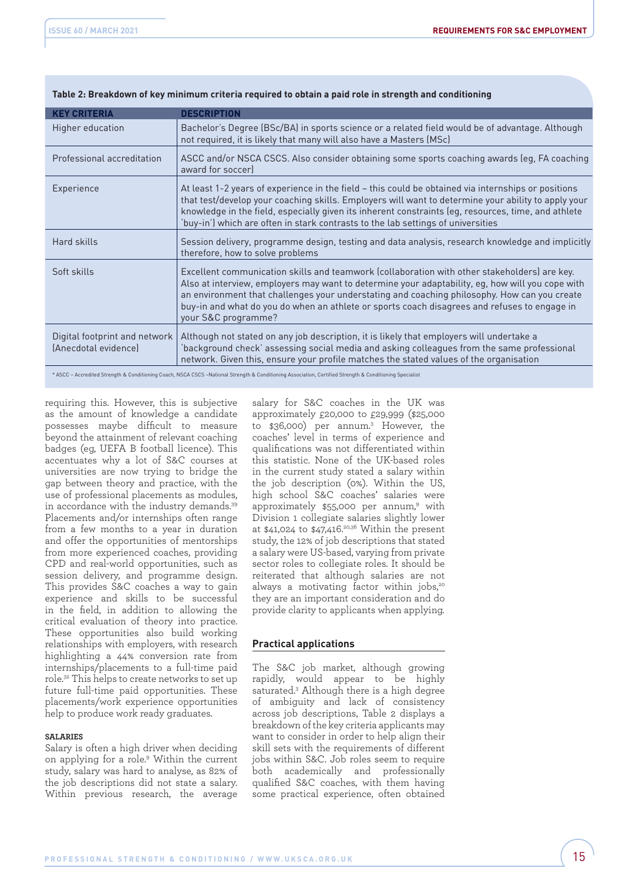**Table 2: Breakdown of key minimum criteria required to obtain a paid role in strength and conditioning**

| KEY CRITERIA | DESCRIPTION |
|---|---|
| Higher education | Bachelor's Degree (BSc/BA) in sports science or a related field would be of advantage. Although not required, it is likely that many will also have a Masters (MSc) |
| Professional accreditation | ASCC and/or NSCA CSCS. Also consider obtaining some sports coaching awards (eg, FA coaching award for soccer) |
| Experience | At least 1-2 years of experience in the field – this could be obtained via internships or positions that test/develop your coaching skills. Employers will want to determine your ability to apply your knowledge in the field, especially given its inherent constraints (eg, resources, time, and athlete 'buy-in') which are often in stark contrasts to the lab settings of universities |
| Hard skills | Session delivery, programme design, testing and data analysis, research knowledge and implicitly therefore, how to solve problems |
| Soft skills | Excellent communication skills and teamwork (collaboration with other stakeholders) are key. Also at interview, employers may want to determine your adaptability, eg, how will you cope with an environment that challenges your understating and coaching philosophy. How can you create buy-in and what do you do when an athlete or sports coach disagrees and refuses to engage in your S&C programme? |
| Digital footprint and network (Anecdotal evidence) | Although not stated on any job description, it is likely that employers will undertake a 'background check' assessing social media and asking colleagues from the same professional network. Given this, ensure your profile matches the stated values of the organisation |

\* ASCC – Accredited Strength & Conditioning Coach, NSCA CSCS –National Strength & Conditioning Association, Certified Strength & Conditioning Specialist

requiring this. However, this is subjective as the amount of knowledge a candidate possesses maybe difficult to measure beyond the attainment of relevant coaching badges (eg, UEFA B football licence). This accentuates why a lot of S&C courses at universities are now trying to bridge the gap between theory and practice, with the use of professional placements as modules, in accordance with the industry demands.[39] Placements and/or internships often range from a few months to a year in duration and offer the opportunities of mentorships from more experienced coaches, providing CPD and real-world opportunities, such as session delivery, and programme design. This provides S&C coaches a way to gain experience and skills to be successful in the field, in addition to allowing the critical evaluation of theory into practice. These opportunities also build working relationships with employers, with research highlighting a 44% conversion rate from internships/placements to a full-time paid role.[32] This helps to create networks to set up future full-time paid opportunities. These placements/work experience opportunities help to produce work ready graduates.

#### SALARIES

Salary is often a high driver when deciding on applying for a role.[9] Within the current study, salary was hard to analyse, as 82% of the job descriptions did not state a salary. Within previous research, the average salary for S&C coaches in the UK was approximately £20,000 to £29,999 ($25,000 to $36,000) per annum.[3] However, the coaches' level in terms of experience and qualifications was not differentiated within this statistic. None of the UK-based roles in the current study stated a salary within the job description (0%). Within the US, high school S&C coaches' salaries were approximately $55,000 per annum,[9] with Division 1 collegiate salaries slightly lower at $41,024 to $47,416.[20,36] Within the present study, the 12% of job descriptions that stated a salary were US-based, varying from private sector roles to collegiate roles. It should be reiterated that although salaries are not always a motivating factor within jobs,[20] they are an important consideration and do provide clarity to applicants when applying.

### Practical applications

The S&C job market, although growing rapidly, would appear to be highly saturated.[3] Although there is a high degree of ambiguity and lack of consistency across job descriptions, Table 2 displays a breakdown of the key criteria applicants may want to consider in order to help align their skill sets with the requirements of different jobs within S&C. Job roles seem to require both academically and professionally qualified S&C coaches, with them having some practical experience, often obtained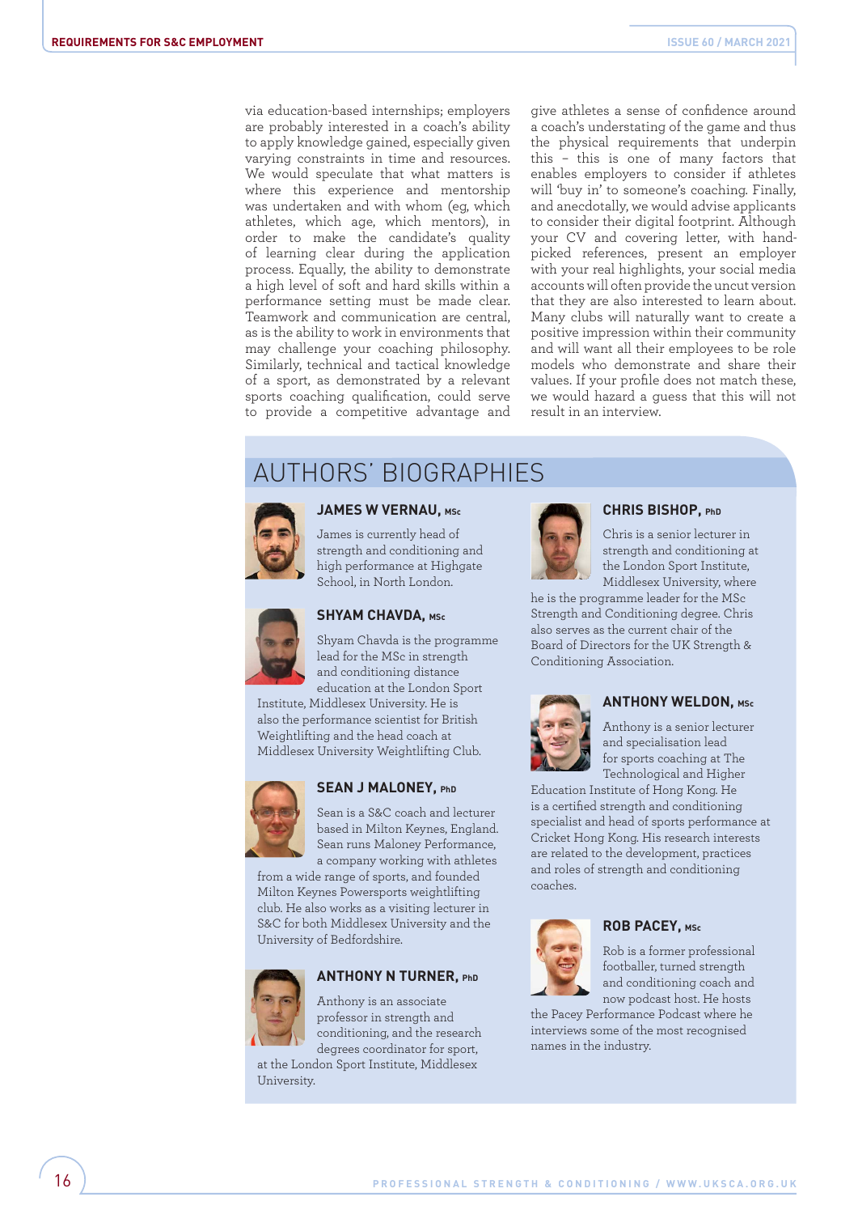via education-based internships; employers are probably interested in a coach's ability to apply knowledge gained, especially given varying constraints in time and resources. We would speculate that what matters is where this experience and mentorship was undertaken and with whom (eg, which athletes, which age, which mentors), in order to make the candidate's quality of learning clear during the application process. Equally, the ability to demonstrate a high level of soft and hard skills within a performance setting must be made clear. Teamwork and communication are central, as is the ability to work in environments that may challenge your coaching philosophy. Similarly, technical and tactical knowledge of a sport, as demonstrated by a relevant sports coaching qualification, could serve to provide a competitive advantage and give athletes a sense of confidence around a coach's understating of the game and thus the physical requirements that underpin this – this is one of many factors that enables employers to consider if athletes will 'buy in' to someone's coaching. Finally, and anecdotally, we would advise applicants to consider their digital footprint. Although your CV and covering letter, with hand-picked references, present an employer with your real highlights, your social media accounts will often provide the uncut version that they are also interested to learn about. Many clubs will naturally want to create a positive impression within their community and will want all their employees to be role models who demonstrate and share their values. If your profile does not match these, we would hazard a guess that this will not result in an interview.

# AUTHORS' BIOGRAPHIES

### JAMES W VERNAU, MSc

James is currently head of strength and conditioning and high performance at Highgate School, in North London.

### SHYAM CHAVDA, MSc

Shyam Chavda is the programme lead for the MSc in strength and conditioning distance education at the London Sport Institute, Middlesex University. He is also the performance scientist for British Weightlifting and the head coach at Middlesex University Weightlifting Club.

### SEAN J MALONEY, PhD

Sean is a S&C coach and lecturer based in Milton Keynes, England. Sean runs Maloney Performance, a company working with athletes from a wide range of sports, and founded Milton Keynes Powersports weightlifting club. He also works as a visiting lecturer in S&C for both Middlesex University and the University of Bedfordshire.

### ANTHONY N TURNER, PhD

Anthony is an associate professor in strength and conditioning, and the research degrees coordinator for sport, at the London Sport Institute, Middlesex University.

### CHRIS BISHOP, PhD

Chris is a senior lecturer in strength and conditioning at the London Sport Institute, Middlesex University, where he is the programme leader for the MSc Strength and Conditioning degree. Chris also serves as the current chair of the Board of Directors for the UK Strength & Conditioning Association.

### ANTHONY WELDON, MSc

Anthony is a senior lecturer and specialisation lead for sports coaching at The Technological and Higher Education Institute of Hong Kong. He is a certified strength and conditioning specialist and head of sports performance at Cricket Hong Kong. His research interests are related to the development, practices and roles of strength and conditioning coaches.

### ROB PACEY, MSc

Rob is a former professional footballer, turned strength and conditioning coach and now podcast host. He hosts the Pacey Performance Podcast where he interviews some of the most recognised names in the industry.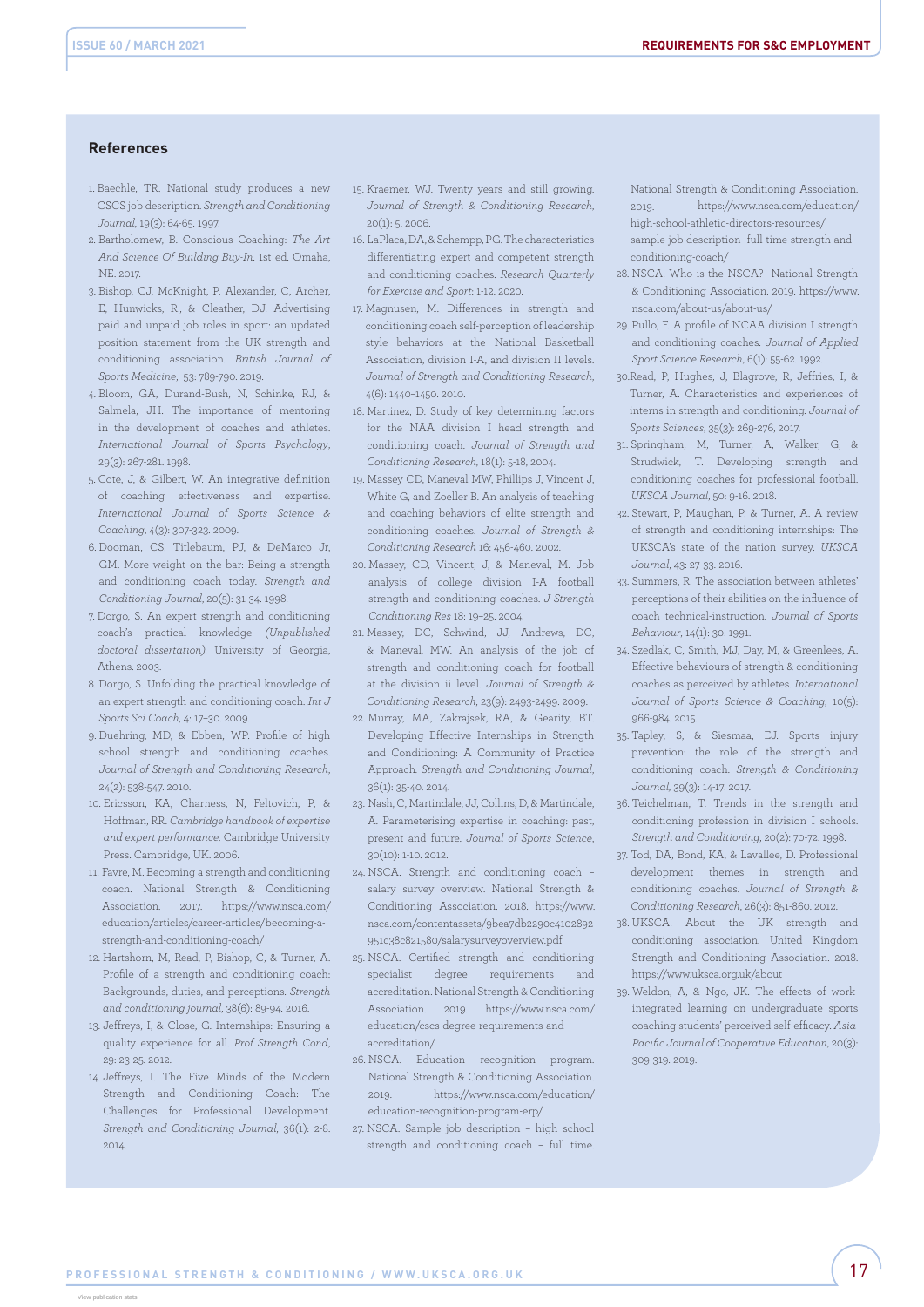## References

1. Baechle, TR. National study produces a new CSCS job description. *Strength and Conditioning Journal*, 19(3): 64-65. 1997.
2. Bartholomew, B. Conscious Coaching: *The Art And Science Of Building Buy-In*. 1st ed. Omaha, NE. 2017.
3. Bishop, CJ, McKnight, P, Alexander, C, Archer, E, Hunwicks, R., & Cleather, DJ. Advertising paid and unpaid job roles in sport: an updated position statement from the UK strength and conditioning association. *British Journal of Sports Medicine*, 53: 789-790. 2019.
4. Bloom, GA, Durand-Bush, N, Schinke, RJ, & Salmela, JH. The importance of mentoring in the development of coaches and athletes. *International Journal of Sports Psychology*, 29(3): 267-281. 1998.
5. Cote, J, & Gilbert, W. An integrative definition of coaching effectiveness and expertise. *International Journal of Sports Science & Coaching*, 4(3): 307-323. 2009.
6. Dooman, CS, Titlebaum, PJ, & DeMarco Jr, GM. More weight on the bar: Being a strength and conditioning coach today. *Strength and Conditioning Journal*, 20(5): 31-34. 1998.
7. Dorgo, S. An expert strength and conditioning coach's practical knowledge *(Unpublished doctoral dissertation)*. University of Georgia, Athens. 2003.
8. Dorgo, S. Unfolding the practical knowledge of an expert strength and conditioning coach. *Int J Sports Sci Coach*, 4: 17–30. 2009.
9. Duehring, MD, & Ebben, WP. Profile of high school strength and conditioning coaches. *Journal of Strength and Conditioning Research*, 24(2): 538-547. 2010.
10. Ericsson, KA, Charness, N, Feltovich, P, & Hoffman, RR. *Cambridge handbook of expertise and expert performance*. Cambridge University Press. Cambridge, UK. 2006.
11. Favre, M. Becoming a strength and conditioning coach. National Strength & Conditioning Association. 2017. https://www.nsca.com/education/articles/career-articles/becoming-a-strength-and-conditioning-coach/
12. Hartshorn, M, Read, P, Bishop, C, & Turner, A. Profile of a strength and conditioning coach: Backgrounds, duties, and perceptions. *Strength and conditioning journal*, 38(6): 89-94. 2016.
13. Jeffreys, I, & Close, G. Internships: Ensuring a quality experience for all. *Prof Strength Cond*, 29: 23-25. 2012.
14. Jeffreys, I. The Five Minds of the Modern Strength and Conditioning Coach: The Challenges for Professional Development. *Strength and Conditioning Journal*, 36(1): 2-8. 2014.
15. Kraemer, WJ. Twenty years and still growing. *Journal of Strength & Conditioning Research*, 20(1): 5. 2006.
16. LaPlaca, DA, & Schempp, PG. The characteristics differentiating expert and competent strength and conditioning coaches. *Research Quarterly for Exercise and Sport*: 1-12. 2020.
17. Magnusen, M. Differences in strength and conditioning coach self-perception of leadership style behaviors at the National Basketball Association, division I-A, and division II levels. *Journal of Strength and Conditioning Research*, 4(6): 1440–1450. 2010.
18. Martinez, D. Study of key determining factors for the NAA division I head strength and conditioning coach. *Journal of Strength and Conditioning Research*, 18(1): 5-18, 2004.
19. Massey CD, Maneval MW, Phillips J, Vincent J, White G, and Zoeller B. An analysis of teaching and coaching behaviors of elite strength and conditioning coaches. *Journal of Strength & Conditioning Research* 16: 456-460. 2002.
20. Massey, CD, Vincent, J, & Maneval, M. Job analysis of college division I-A football strength and conditioning coaches. *J Strength Conditioning Res* 18: 19–25. 2004.
21. Massey, DC, Schwind, JJ, Andrews, DC, & Maneval, MW. An analysis of the job of strength and conditioning coach for football at the division ii level. *Journal of Strength & Conditioning Research*, 23(9): 2493-2499. 2009.
22. Murray, MA, Zakrajsek, RA, & Gearity, BT. Developing Effective Internships in Strength and Conditioning: A Community of Practice Approach. *Strength and Conditioning Journal*, 36(1): 35-40. 2014.
23. Nash, C, Martindale, JJ, Collins, D, & Martindale, A. Parameterising expertise in coaching: past, present and future. *Journal of Sports Science*, 30(10): 1-10. 2012.
24. NSCA. Strength and conditioning coach – salary survey overview. National Strength & Conditioning Association. 2018. https://www.nsca.com/contentassets/9bea7db2290c4102892951c38c821580/salarysurveyoverview.pdf
25. NSCA. Certified strength and conditioning specialist degree requirements and accreditation. National Strength & Conditioning Association. 2019. https://www.nsca.com/education/cscs-degree-requirements-and-accreditation/
26. NSCA. Education recognition program. National Strength & Conditioning Association. 2019. https://www.nsca.com/education/education-recognition-program-erp/
27. NSCA. Sample job description – high school strength and conditioning coach – full time. National Strength & Conditioning Association. 2019. https://www.nsca.com/education/high-school-athletic-directors-resources/sample-job-description--full-time-strength-and-conditioning-coach/
28. NSCA. Who is the NSCA? National Strength & Conditioning Association. 2019. https://www.nsca.com/about-us/about-us/
29. Pullo, F. A profile of NCAA division I strength and conditioning coaches. *Journal of Applied Sport Science Research*, 6(1): 55-62. 1992.
30. Read, P, Hughes, J, Blagrove, R, Jeffries, I, & Turner, A. Characteristics and experiences of interns in strength and conditioning. *Journal of Sports Sciences*, 35(3): 269-276, 2017.
31. Springham, M, Turner, A, Walker, G, & Strudwick, T. Developing strength and conditioning coaches for professional football. *UKSCA Journal*, 50: 9-16. 2018.
32. Stewart, P, Maughan, P, & Turner, A. A review of strength and conditioning internships: The UKSCA's state of the nation survey. *UKSCA Journal*, 43: 27-33. 2016.
33. Summers, R. The association between athletes' perceptions of their abilities on the influence of coach technical-instruction. *Journal of Sports Behaviour*, 14(1): 30. 1991.
34. Szedlak, C, Smith, MJ, Day, M, & Greenlees, A. Effective behaviours of strength & conditioning coaches as perceived by athletes. *International Journal of Sports Science & Coaching*, 10(5): 966-984. 2015.
35. Tapley, S, & Siesmaa, EJ. Sports injury prevention: the role of the strength and conditioning coach. *Strength & Conditioning Journal*, 39(3): 14-17. 2017.
36. Teichelman, T. Trends in the strength and conditioning profession in division I schools. *Strength and Conditioning*, 20(2): 70-72. 1998.
37. Tod, DA, Bond, KA, & Lavallee, D. Professional development themes in strength and conditioning coaches. *Journal of Strength & Conditioning Research*, 26(3): 851-860. 2012.
38. UKSCA. About the UK strength and conditioning association. United Kingdom Strength and Conditioning Association. 2018. https://www.uksca.org.uk/about
39. Weldon, A, & Ngo, JK. The effects of work-integrated learning on undergraduate sports coaching students' perceived self-efficacy. *Asia-Pacific Journal of Cooperative Education*, 20(3): 309-319. 2019.